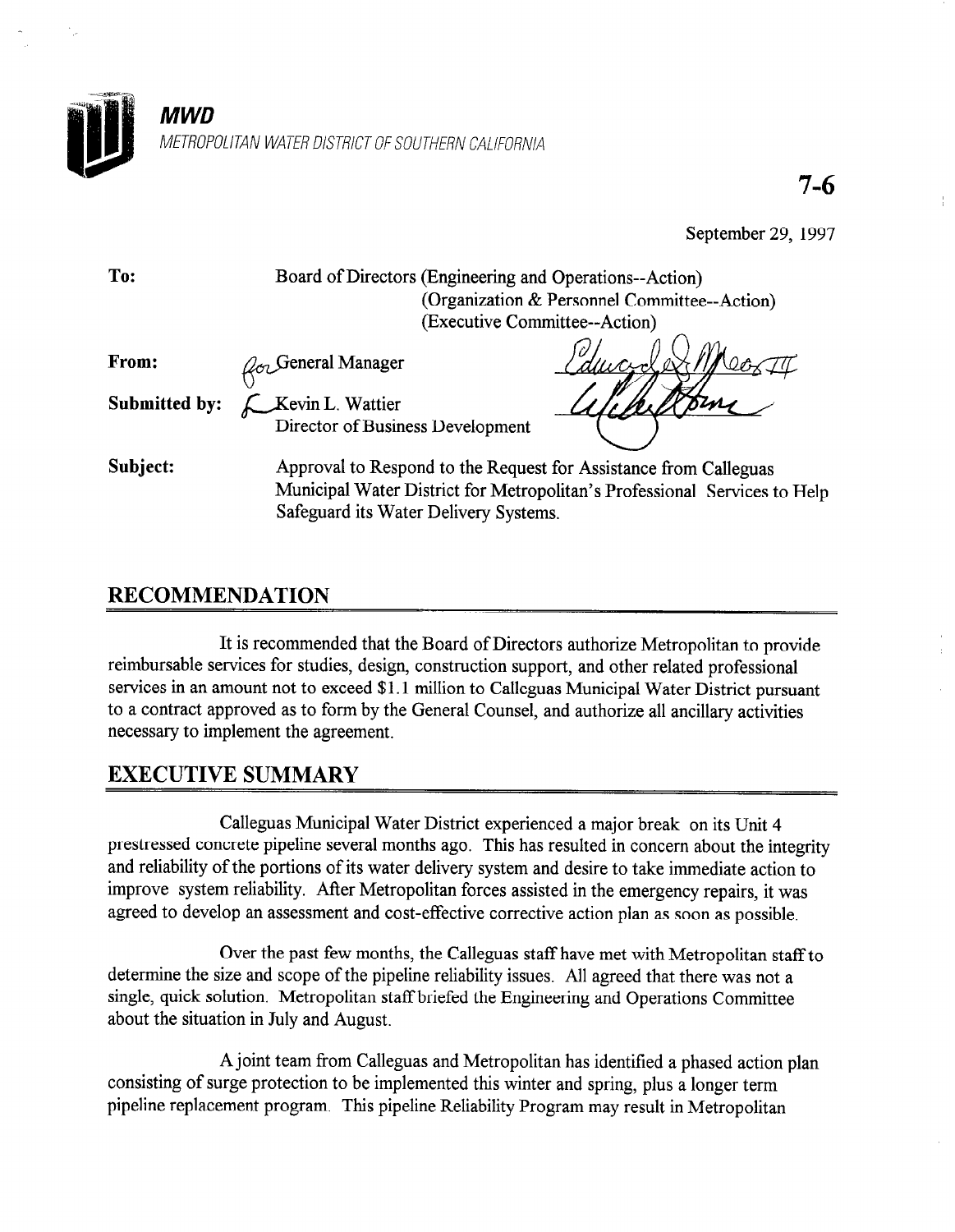**MWD**

*METROPOLITAN WATER DISTRICT OF SOUTHERN CALIFORNIA*

**7-6**

September 29, 1997

| | |
|---|---|
| **To:** | Board of Directors (Engineering and Operations--Action) (Organization & Personnel Committee--Action) (Executive Committee--Action) |
| **From:** | for General Manager |
| **Submitted by:** | Kevin L. Wattier, Director of Business Development |
| **Subject:** | Approval to Respond to the Request for Assistance from Calleguas Municipal Water District for Metropolitan's Professional Services to Help Safeguard its Water Delivery Systems. |

## RECOMMENDATION

It is recommended that the Board of Directors authorize Metropolitan to provide reimbursable services for studies, design, construction support, and other related professional services in an amount not to exceed $1.1 million to Calleguas Municipal Water District pursuant to a contract approved as to form by the General Counsel, and authorize all ancillary activities necessary to implement the agreement.

## EXECUTIVE SUMMARY

Calleguas Municipal Water District experienced a major break on its Unit 4 prestressed concrete pipeline several months ago. This has resulted in concern about the integrity and reliability of the portions of its water delivery system and desire to take immediate action to improve system reliability. After Metropolitan forces assisted in the emergency repairs, it was agreed to develop an assessment and cost-effective corrective action plan as soon as possible.

Over the past few months, the Calleguas staff have met with Metropolitan staff to determine the size and scope of the pipeline reliability issues. All agreed that there was not a single, quick solution. Metropolitan staff briefed the Engineering and Operations Committee about the situation in July and August.

A joint team from Calleguas and Metropolitan has identified a phased action plan consisting of surge protection to be implemented this winter and spring, plus a longer term pipeline replacement program. This pipeline Reliability Program may result in Metropolitan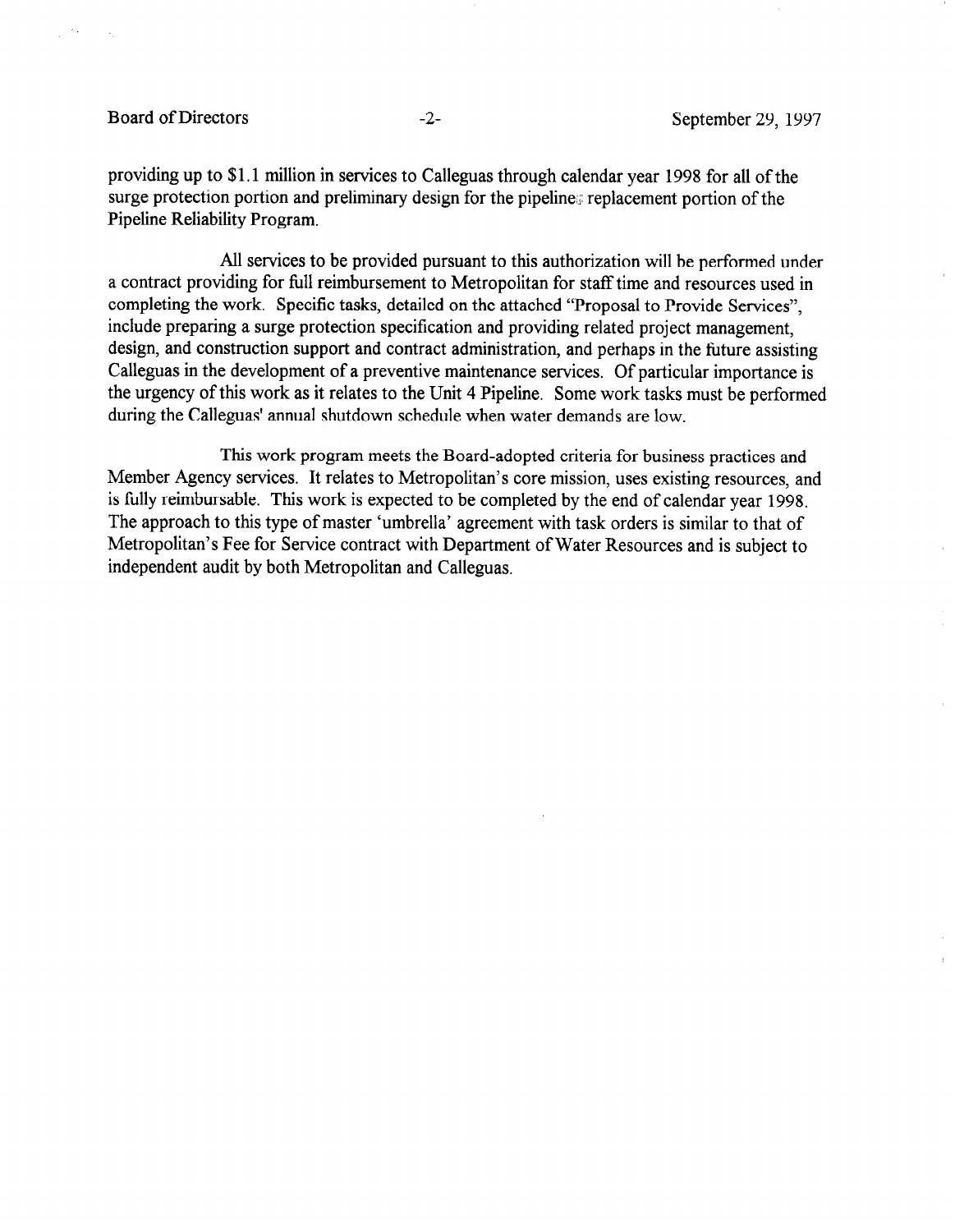providing up to $1.1 million in services to Calleguas through calendar year 1998 for all of the surge protection portion and preliminary design for the pipeline replacement portion of the Pipeline Reliability Program.

All services to be provided pursuant to this authorization will be performed under a contract providing for full reimbursement to Metropolitan for staff time and resources used in completing the work. Specific tasks, detailed on the attached "Proposal to Provide Services", include preparing a surge protection specification and providing related project management, design, and construction support and contract administration, and perhaps in the future assisting Calleguas in the development of a preventive maintenance services. Of particular importance is the urgency of this work as it relates to the Unit 4 Pipeline. Some work tasks must be performed during the Calleguas' annual shutdown schedule when water demands are low.

This work program meets the Board-adopted criteria for business practices and Member Agency services. It relates to Metropolitan's core mission, uses existing resources, and is fully reimbursable. This work is expected to be completed by the end of calendar year 1998. The approach to this type of master 'umbrella' agreement with task orders is similar to that of Metropolitan's Fee for Service contract with Department of Water Resources and is subject to independent audit by both Metropolitan and Calleguas.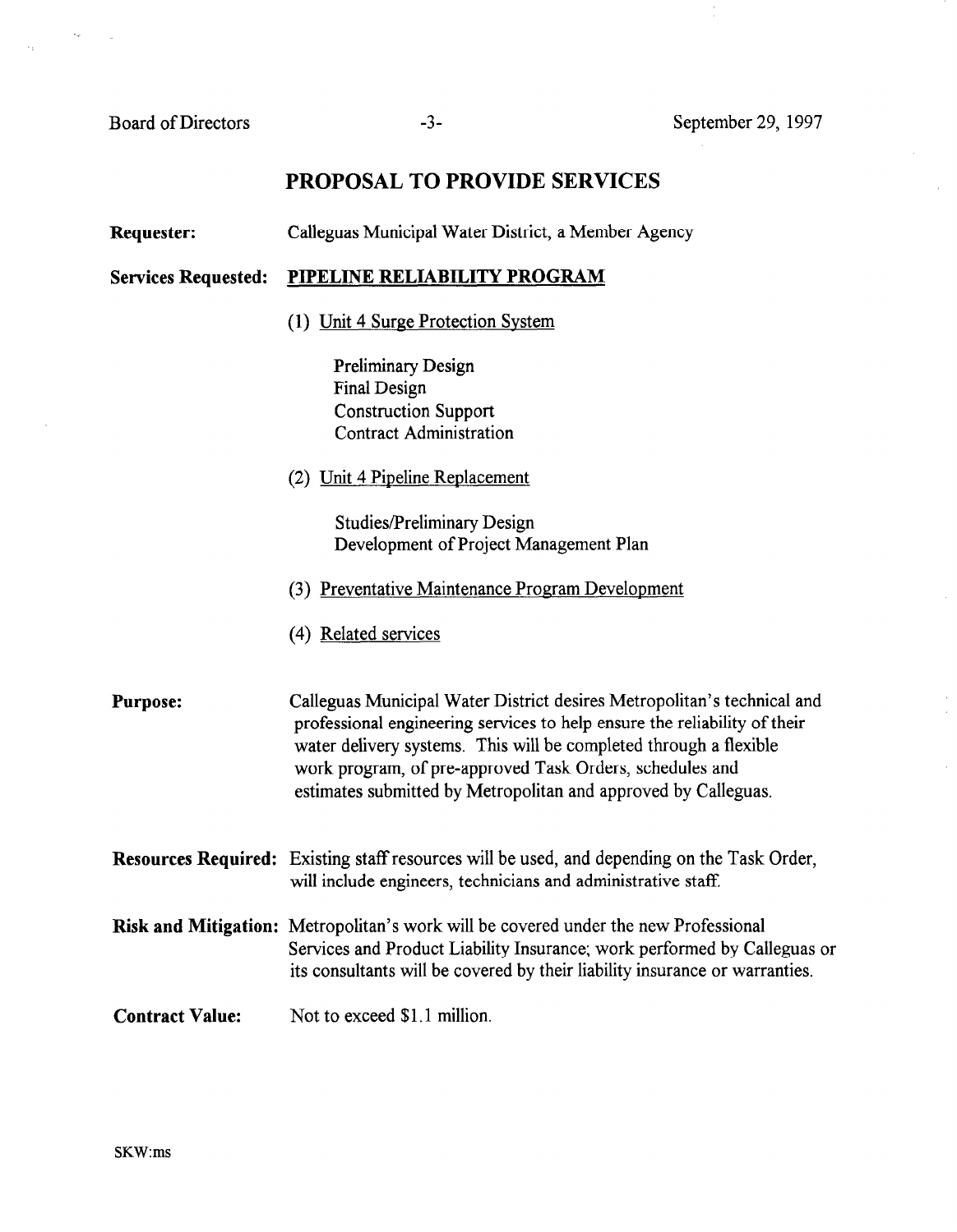## PROPOSAL TO PROVIDE SERVICES

**Requester:** Calleguas Municipal Water District, a Member Agency

**Services Requested:** **PIPELINE RELIABILITY PROGRAM**

(1) Unit 4 Surge Protection System

Preliminary Design
Final Design
Construction Support
Contract Administration

(2) Unit 4 Pipeline Replacement

Studies/Preliminary Design
Development of Project Management Plan

(3) Preventative Maintenance Program Development

(4) Related services

**Purpose:** Calleguas Municipal Water District desires Metropolitan's technical and professional engineering services to help ensure the reliability of their water delivery systems. This will be completed through a flexible work program, of pre-approved Task Orders, schedules and estimates submitted by Metropolitan and approved by Calleguas.

**Resources Required:** Existing staff resources will be used, and depending on the Task Order, will include engineers, technicians and administrative staff.

**Risk and Mitigation:** Metropolitan's work will be covered under the new Professional Services and Product Liability Insurance; work performed by Calleguas or its consultants will be covered by their liability insurance or warranties.

**Contract Value:** Not to exceed $1.1 million.

SKW:ms